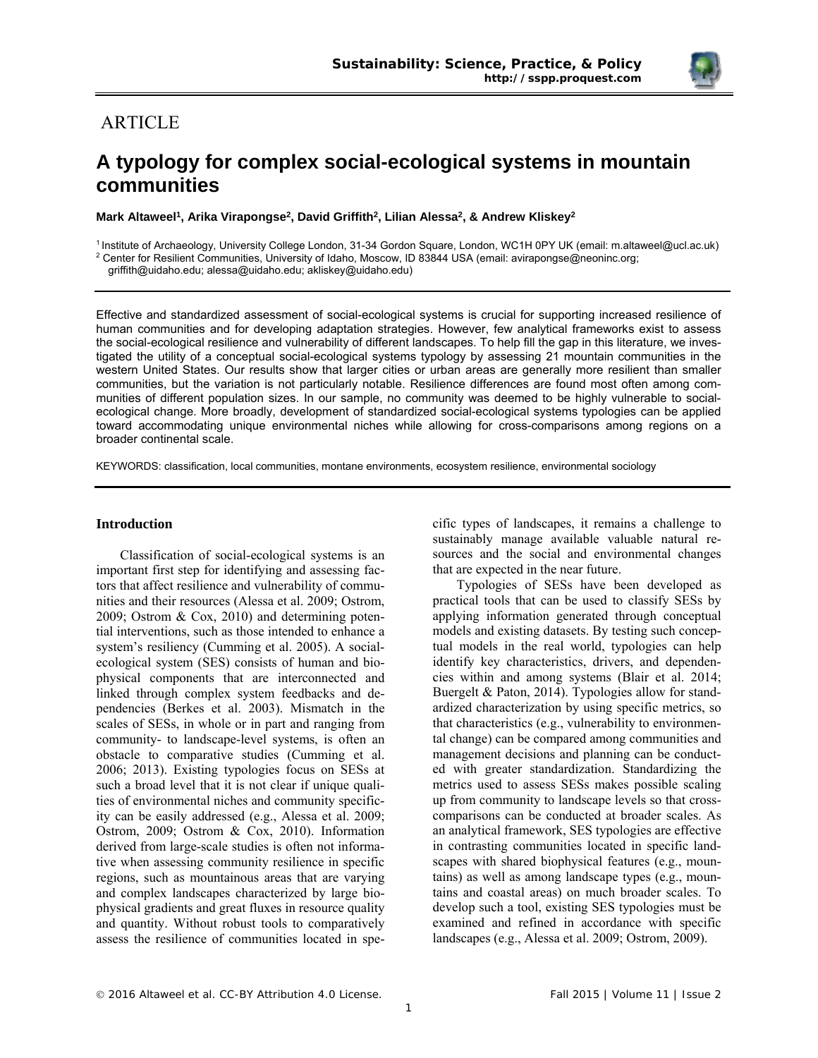ARTICLE

# A typology for complex social-ecological systems in mountain communities

**Mark Altaweel[1], Arika Virapongse[2], David Griffith[2], Lilian Alessa[2], & Andrew Kliskey[2]**

[1] Institute of Archaeology, University College London, 31-34 Gordon Square, London, WC1H 0PY UK (email: m.altaweel@ucl.ac.uk)
[2] Center for Resilient Communities, University of Idaho, Moscow, ID 83844 USA (email: avirapongse@neoninc.org; griffith@uidaho.edu; alessa@uidaho.edu; akliskey@uidaho.edu)

Effective and standardized assessment of social-ecological systems is crucial for supporting increased resilience of human communities and for developing adaptation strategies. However, few analytical frameworks exist to assess the social-ecological resilience and vulnerability of different landscapes. To help fill the gap in this literature, we investigated the utility of a conceptual social-ecological systems typology by assessing 21 mountain communities in the western United States. Our results show that larger cities or urban areas are generally more resilient than smaller communities, but the variation is not particularly notable. Resilience differences are found most often among communities of different population sizes. In our sample, no community was deemed to be highly vulnerable to social-ecological change. More broadly, development of standardized social-ecological systems typologies can be applied toward accommodating unique environmental niches while allowing for cross-comparisons among regions on a broader continental scale.

KEYWORDS: classification, local communities, montane environments, ecosystem resilience, environmental sociology

## Introduction

Classification of social-ecological systems is an important first step for identifying and assessing factors that affect resilience and vulnerability of communities and their resources (Alessa et al. 2009; Ostrom, 2009; Ostrom & Cox, 2010) and determining potential interventions, such as those intended to enhance a system's resiliency (Cumming et al. 2005). A social-ecological system (SES) consists of human and biophysical components that are interconnected and linked through complex system feedbacks and dependencies (Berkes et al. 2003). Mismatch in the scales of SESs, in whole or in part and ranging from community- to landscape-level systems, is often an obstacle to comparative studies (Cumming et al. 2006; 2013). Existing typologies focus on SESs at such a broad level that it is not clear if unique qualities of environmental niches and community specificity can be easily addressed (e.g., Alessa et al. 2009; Ostrom, 2009; Ostrom & Cox, 2010). Information derived from large-scale studies is often not informative when assessing community resilience in specific regions, such as mountainous areas that are varying and complex landscapes characterized by large biophysical gradients and great fluxes in resource quality and quantity. Without robust tools to comparatively assess the resilience of communities located in specific types of landscapes, it remains a challenge to sustainably manage available valuable natural resources and the social and environmental changes that are expected in the near future.

Typologies of SESs have been developed as practical tools that can be used to classify SESs by applying information generated through conceptual models and existing datasets. By testing such conceptual models in the real world, typologies can help identify key characteristics, drivers, and dependencies within and among systems (Blair et al. 2014; Buergelt & Paton, 2014). Typologies allow for standardized characterization by using specific metrics, so that characteristics (e.g., vulnerability to environmental change) can be compared among communities and management decisions and planning can be conducted with greater standardization. Standardizing the metrics used to assess SESs makes possible scaling up from community to landscape levels so that cross-comparisons can be conducted at broader scales. As an analytical framework, SES typologies are effective in contrasting communities located in specific landscapes with shared biophysical features (e.g., mountains) as well as among landscape types (e.g., mountains and coastal areas) on much broader scales. To develop such a tool, existing SES typologies must be examined and refined in accordance with specific landscapes (e.g., Alessa et al. 2009; Ostrom, 2009).

© 2016 Altaweel et al. CC-BY Attribution 4.0 License.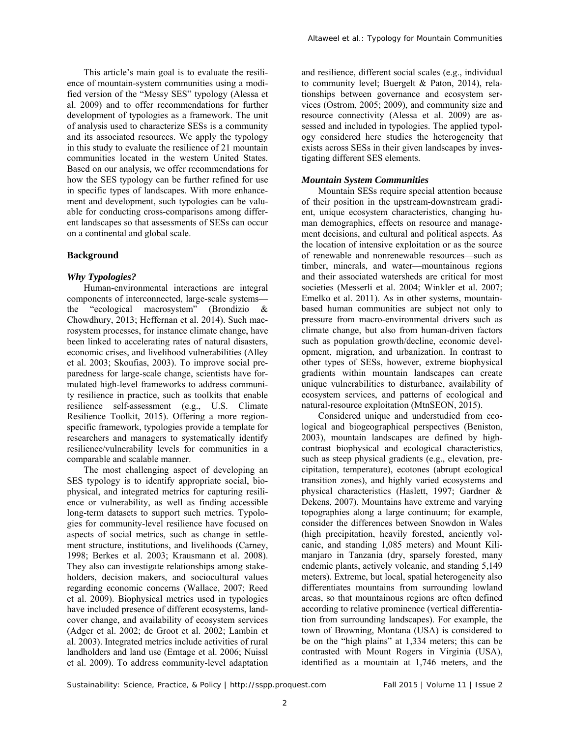This article's main goal is to evaluate the resilience of mountain-system communities using a modified version of the "Messy SES" typology (Alessa et al. 2009) and to offer recommendations for further development of typologies as a framework. The unit of analysis used to characterize SESs is a community and its associated resources. We apply the typology in this study to evaluate the resilience of 21 mountain communities located in the western United States. Based on our analysis, we offer recommendations for how the SES typology can be further refined for use in specific types of landscapes. With more enhancement and development, such typologies can be valuable for conducting cross-comparisons among different landscapes so that assessments of SESs can occur on a continental and global scale.

## Background

### *Why Typologies?*

Human-environmental interactions are integral components of interconnected, large-scale systems—the "ecological macrosystem" (Brondizio & Chowdhury, 2013; Heffernan et al. 2014). Such macrosystem processes, for instance climate change, have been linked to accelerating rates of natural disasters, economic crises, and livelihood vulnerabilities (Alley et al. 2003; Skoufias, 2003). To improve social preparedness for large-scale change, scientists have formulated high-level frameworks to address community resilience in practice, such as toolkits that enable resilience self-assessment (e.g., U.S. Climate Resilience Toolkit, 2015). Offering a more region-specific framework, typologies provide a template for researchers and managers to systematically identify resilience/vulnerability levels for communities in a comparable and scalable manner.

The most challenging aspect of developing an SES typology is to identify appropriate social, biophysical, and integrated metrics for capturing resilience or vulnerability, as well as finding accessible long-term datasets to support such metrics. Typologies for community-level resilience have focused on aspects of social metrics, such as change in settlement structure, institutions, and livelihoods (Carney, 1998; Berkes et al. 2003; Krausmann et al. 2008). They also can investigate relationships among stakeholders, decision makers, and sociocultural values regarding economic concerns (Wallace, 2007; Reed et al. 2009). Biophysical metrics used in typologies have included presence of different ecosystems, land-cover change, and availability of ecosystem services (Adger et al. 2002; de Groot et al. 2002; Lambin et al. 2003). Integrated metrics include activities of rural landholders and land use (Emtage et al. 2006; Nuissl et al. 2009). To address community-level adaptation and resilience, different social scales (e.g., individual to community level; Buergelt & Paton, 2014), relationships between governance and ecosystem services (Ostrom, 2005; 2009), and community size and resource connectivity (Alessa et al. 2009) are assessed and included in typologies. The applied typology considered here studies the heterogeneity that exists across SESs in their given landscapes by investigating different SES elements.

### *Mountain System Communities*

Mountain SESs require special attention because of their position in the upstream-downstream gradient, unique ecosystem characteristics, changing human demographics, effects on resource and management decisions, and cultural and political aspects. As the location of intensive exploitation or as the source of renewable and nonrenewable resources—such as timber, minerals, and water—mountainous regions and their associated watersheds are critical for most societies (Messerli et al. 2004; Winkler et al. 2007; Emelko et al. 2011). As in other systems, mountain-based human communities are subject not only to pressure from macro-environmental drivers such as climate change, but also from human-driven factors such as population growth/decline, economic development, migration, and urbanization. In contrast to other types of SESs, however, extreme biophysical gradients within mountain landscapes can create unique vulnerabilities to disturbance, availability of ecosystem services, and patterns of ecological and natural-resource exploitation (MtnSEON, 2015).

Considered unique and understudied from ecological and biogeographical perspectives (Beniston, 2003), mountain landscapes are defined by high-contrast biophysical and ecological characteristics, such as steep physical gradients (e.g., elevation, precipitation, temperature), ecotones (abrupt ecological transition zones), and highly varied ecosystems and physical characteristics (Haslett, 1997; Gardner & Dekens, 2007). Mountains have extreme and varying topographies along a large continuum; for example, consider the differences between Snowdon in Wales (high precipitation, heavily forested, anciently volcanic, and standing 1,085 meters) and Mount Kilimanjaro in Tanzania (dry, sparsely forested, many endemic plants, actively volcanic, and standing 5,149 meters). Extreme, but local, spatial heterogeneity also differentiates mountains from surrounding lowland areas, so that mountainous regions are often defined according to relative prominence (vertical differentiation from surrounding landscapes). For example, the town of Browning, Montana (USA) is considered to be on the "high plains" at 1,334 meters; this can be contrasted with Mount Rogers in Virginia (USA), identified as a mountain at 1,746 meters, and the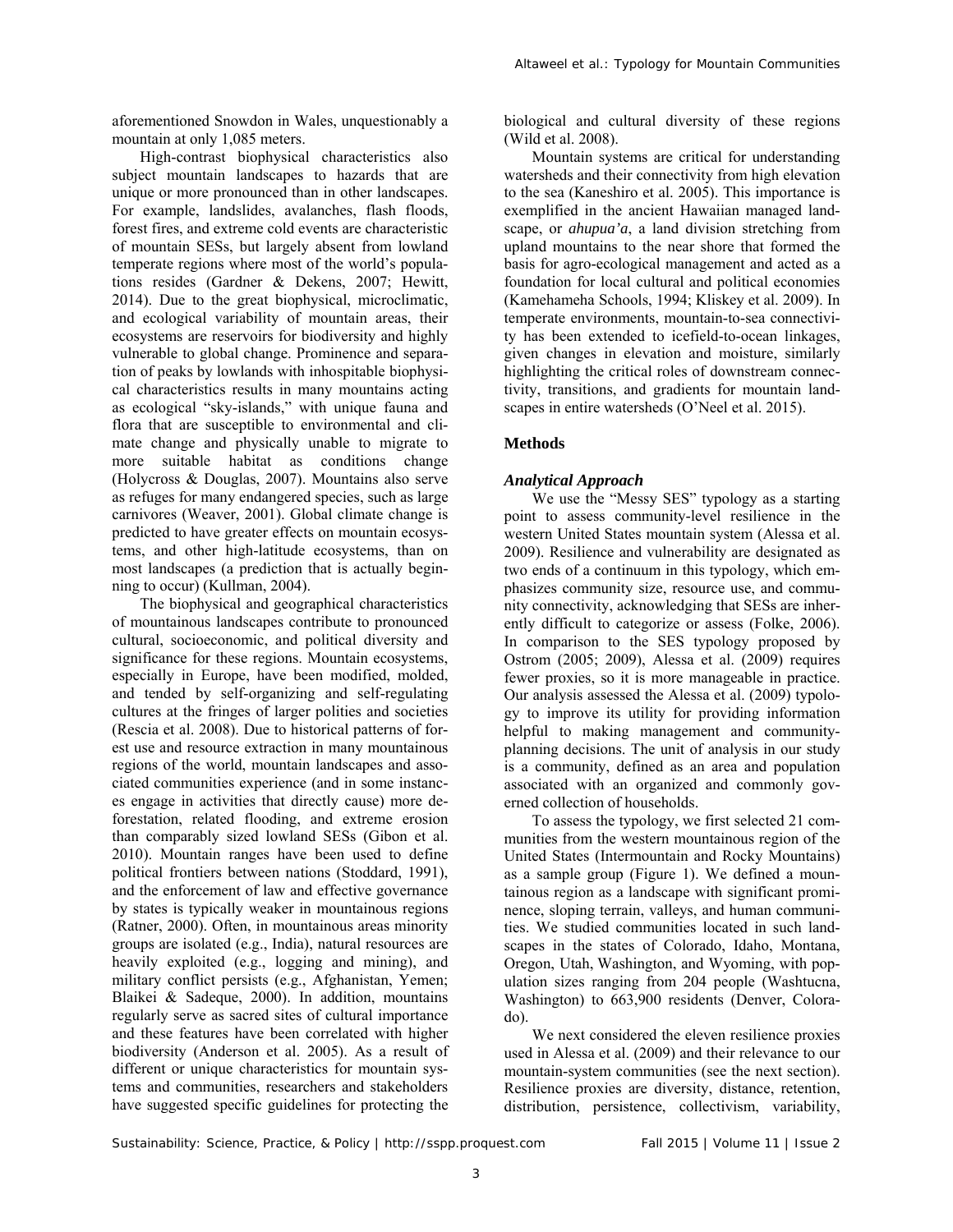aforementioned Snowdon in Wales, unquestionably a mountain at only 1,085 meters.

High-contrast biophysical characteristics also subject mountain landscapes to hazards that are unique or more pronounced than in other landscapes. For example, landslides, avalanches, flash floods, forest fires, and extreme cold events are characteristic of mountain SESs, but largely absent from lowland temperate regions where most of the world's populations resides (Gardner & Dekens, 2007; Hewitt, 2014). Due to the great biophysical, microclimatic, and ecological variability of mountain areas, their ecosystems are reservoirs for biodiversity and highly vulnerable to global change. Prominence and separation of peaks by lowlands with inhospitable biophysical characteristics results in many mountains acting as ecological "sky-islands," with unique fauna and flora that are susceptible to environmental and climate change and physically unable to migrate to more suitable habitat as conditions change (Holycross & Douglas, 2007). Mountains also serve as refuges for many endangered species, such as large carnivores (Weaver, 2001). Global climate change is predicted to have greater effects on mountain ecosystems, and other high-latitude ecosystems, than on most landscapes (a prediction that is actually beginning to occur) (Kullman, 2004).

The biophysical and geographical characteristics of mountainous landscapes contribute to pronounced cultural, socioeconomic, and political diversity and significance for these regions. Mountain ecosystems, especially in Europe, have been modified, molded, and tended by self-organizing and self-regulating cultures at the fringes of larger polities and societies (Rescia et al. 2008). Due to historical patterns of forest use and resource extraction in many mountainous regions of the world, mountain landscapes and associated communities experience (and in some instances engage in activities that directly cause) more deforestation, related flooding, and extreme erosion than comparably sized lowland SESs (Gibon et al. 2010). Mountain ranges have been used to define political frontiers between nations (Stoddard, 1991), and the enforcement of law and effective governance by states is typically weaker in mountainous regions (Ratner, 2000). Often, in mountainous areas minority groups are isolated (e.g., India), natural resources are heavily exploited (e.g., logging and mining), and military conflict persists (e.g., Afghanistan, Yemen; Blaikei & Sadeque, 2000). In addition, mountains regularly serve as sacred sites of cultural importance and these features have been correlated with higher biodiversity (Anderson et al. 2005). As a result of different or unique characteristics for mountain systems and communities, researchers and stakeholders have suggested specific guidelines for protecting the biological and cultural diversity of these regions (Wild et al. 2008).

Mountain systems are critical for understanding watersheds and their connectivity from high elevation to the sea (Kaneshiro et al. 2005). This importance is exemplified in the ancient Hawaiian managed landscape, or *ahupua'a*, a land division stretching from upland mountains to the near shore that formed the basis for agro-ecological management and acted as a foundation for local cultural and political economies (Kamehameha Schools, 1994; Kliskey et al. 2009). In temperate environments, mountain-to-sea connectivity has been extended to icefield-to-ocean linkages, given changes in elevation and moisture, similarly highlighting the critical roles of downstream connectivity, transitions, and gradients for mountain landscapes in entire watersheds (O'Neel et al. 2015).

## Methods

### *Analytical Approach*

We use the "Messy SES" typology as a starting point to assess community-level resilience in the western United States mountain system (Alessa et al. 2009). Resilience and vulnerability are designated as two ends of a continuum in this typology, which emphasizes community size, resource use, and community connectivity, acknowledging that SESs are inherently difficult to categorize or assess (Folke, 2006). In comparison to the SES typology proposed by Ostrom (2005; 2009), Alessa et al. (2009) requires fewer proxies, so it is more manageable in practice. Our analysis assessed the Alessa et al. (2009) typology to improve its utility for providing information helpful to making management and community-planning decisions. The unit of analysis in our study is a community, defined as an area and population associated with an organized and commonly governed collection of households.

To assess the typology, we first selected 21 communities from the western mountainous region of the United States (Intermountain and Rocky Mountains) as a sample group (Figure 1). We defined a mountainous region as a landscape with significant prominence, sloping terrain, valleys, and human communities. We studied communities located in such landscapes in the states of Colorado, Idaho, Montana, Oregon, Utah, Washington, and Wyoming, with population sizes ranging from 204 people (Washtucna, Washington) to 663,900 residents (Denver, Colorado).

We next considered the eleven resilience proxies used in Alessa et al. (2009) and their relevance to our mountain-system communities (see the next section). Resilience proxies are diversity, distance, retention, distribution, persistence, collectivism, variability,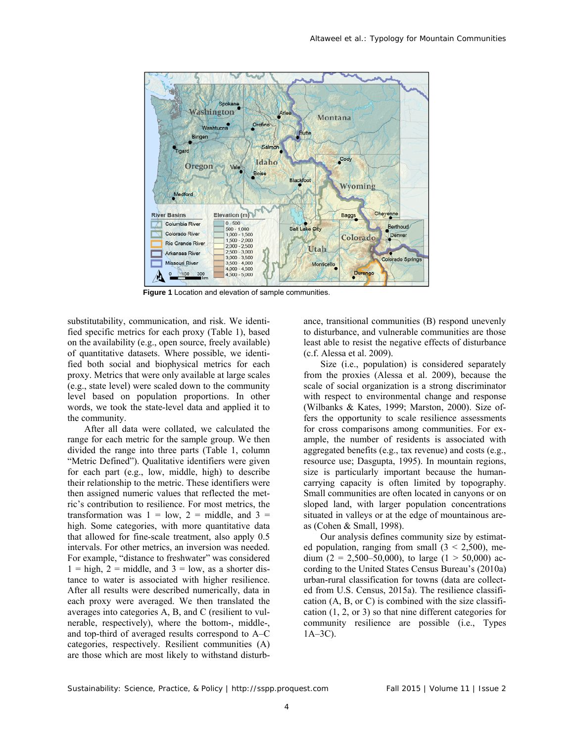**Figure 1** Location and elevation of sample communities.

substitutability, communication, and risk. We identified specific metrics for each proxy (Table 1), based on the availability (e.g., open source, freely available) of quantitative datasets. Where possible, we identified both social and biophysical metrics for each proxy. Metrics that were only available at large scales (e.g., state level) were scaled down to the community level based on population proportions. In other words, we took the state-level data and applied it to the community.

After all data were collated, we calculated the range for each metric for the sample group. We then divided the range into three parts (Table 1, column "Metric Defined"). Qualitative identifiers were given for each part (e.g., low, middle, high) to describe their relationship to the metric. These identifiers were then assigned numeric values that reflected the metric's contribution to resilience. For most metrics, the transformation was 1 = low, 2 = middle, and 3 = high. Some categories, with more quantitative data that allowed for fine-scale treatment, also apply 0.5 intervals. For other metrics, an inversion was needed. For example, "distance to freshwater" was considered 1 = high, 2 = middle, and 3 = low, as a shorter distance to water is associated with higher resilience. After all results were described numerically, data in each proxy were averaged. We then translated the averages into categories A, B, and C (resilient to vulnerable, respectively), where the bottom-, middle-, and top-third of averaged results correspond to A–C categories, respectively. Resilient communities (A) are those which are most likely to withstand disturbance, transitional communities (B) respond unevenly to disturbance, and vulnerable communities are those least able to resist the negative effects of disturbance (c.f. Alessa et al. 2009).

Size (i.e., population) is considered separately from the proxies (Alessa et al. 2009), because the scale of social organization is a strong discriminator with respect to environmental change and response (Wilbanks & Kates, 1999; Marston, 2000). Size offers the opportunity to scale resilience assessments for cross comparisons among communities. For example, the number of residents is associated with aggregated benefits (e.g., tax revenue) and costs (e.g., resource use; Dasgupta, 1995). In mountain regions, size is particularly important because the human-carrying capacity is often limited by topography. Small communities are often located in canyons or on sloped land, with larger population concentrations situated in valleys or at the edge of mountainous areas (Cohen & Small, 1998).

Our analysis defines community size by estimated population, ranging from small (3 < 2,500), medium (2 = 2,500–50,000), to large (1 > 50,000) according to the United States Census Bureau's (2010a) urban-rural classification for towns (data are collected from U.S. Census, 2015a). The resilience classification (A, B, or C) is combined with the size classification (1, 2, or 3) so that nine different categories for community resilience are possible (i.e., Types 1A–3C).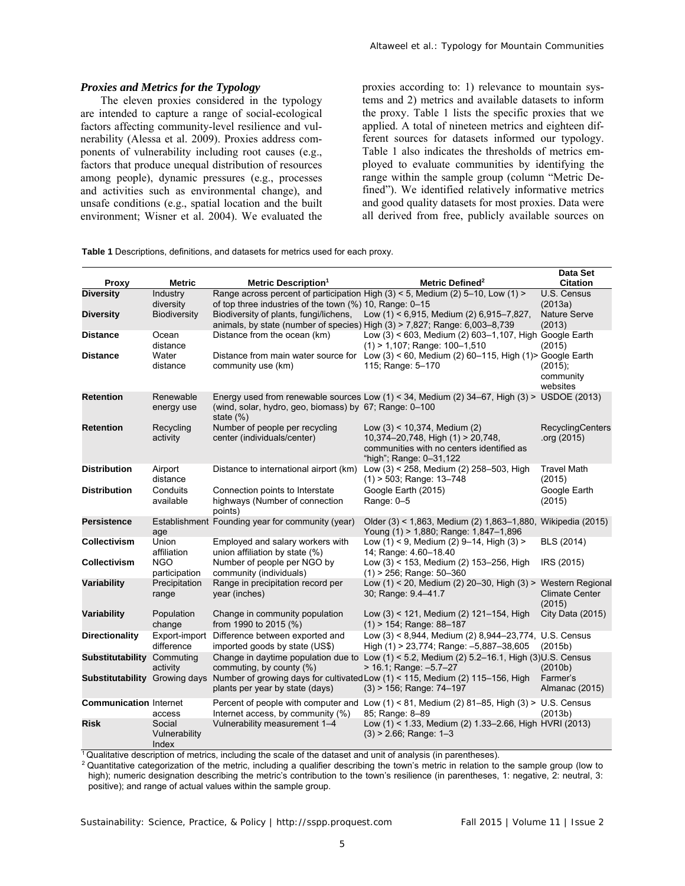### *Proxies and Metrics for the Typology*

The eleven proxies considered in the typology are intended to capture a range of social-ecological factors affecting community-level resilience and vulnerability (Alessa et al. 2009). Proxies address components of vulnerability including root causes (e.g., factors that produce unequal distribution of resources among people), dynamic pressures (e.g., processes and activities such as environmental change), and unsafe conditions (e.g., spatial location and the built environment; Wisner et al. 2004). We evaluated the proxies according to: 1) relevance to mountain systems and 2) metrics and available datasets to inform the proxy. Table 1 lists the specific proxies that we applied. A total of nineteen metrics and eighteen different sources for datasets informed our typology. Table 1 also indicates the thresholds of metrics employed to evaluate communities by identifying the range within the sample group (column "Metric Defined"). We identified relatively informative metrics and good quality datasets for most proxies. Data were all derived from free, publicly available sources on

**Table 1** Descriptions, definitions, and datasets for metrics used for each proxy.

| Proxy | Metric | Metric Description[1] | Metric Defined[2] | Data Set Citation |
|---|---|---|---|---|
| **Diversity** | Industry diversity | Range across percent of participation of top three industries of the town (%) | High (3) < 5, Medium (2) 5–10, Low (1) > 10, Range: 0–15 | U.S. Census (2013a) |
| **Diversity** | Biodiversity | Biodiversity of plants, fungi/lichens, animals, by state (number of species) | Low (1) < 6,915, Medium (2) 6,915–7,827, High (3) > 7,827; Range: 6,003–8,739 | Nature Serve (2013) |
| **Distance** | Ocean distance | Distance from the ocean (km) | Low (3) < 603, Medium (2) 603–1,107, High (1) > 1,107; Range: 100–1,510 | Google Earth (2015) |
| **Distance** | Water distance | Distance from main water source for community use (km) | Low (3) < 60, Medium (2) 60–115, High (1)> 115; Range: 5–170 | Google Earth (2015); community websites |
| **Retention** | Renewable energy use | Energy used from renewable sources (wind, solar, hydro, geo, biomass) by state (%) | Low (1) < 34, Medium (2) 34–67, High (3) > 67; Range: 0–100 | USDOE (2013) |
| **Retention** | Recycling activity | Number of people per recycling center (individuals/center) | Low (3) < 10,374, Medium (2) 10,374–20,748, High (1) > 20,748, communities with no centers identified as "high"; Range: 0–31,122 | RecyclingCenters.org (2015) |
| **Distribution** | Airport distance | Distance to international airport (km) | Low (3) < 258, Medium (2) 258–503, High (1) > 503; Range: 13–748 | Travel Math (2015) |
| **Distribution** | Conduits available | Connection points to Interstate highways (Number of connection points) | Google Earth (2015) Range: 0–5 | Google Earth (2015) |
| **Persistence** | Establishment age | Founding year for community (year) | Older (3) < 1,863, Medium (2) 1,863–1,880, Young (1) > 1,880; Range: 1,847–1,896 | Wikipedia (2015) |
| **Collectivism** | Union affiliation | Employed and salary workers with union affiliation by state (%) | Low (1) < 9, Medium (2) 9–14, High (3) > 14; Range: 4.60–18.40 | BLS (2014) |
| **Collectivism** | NGO participation | Number of people per NGO by community (individuals) | Low (3) < 153, Medium (2) 153–256, High (1) > 256; Range: 50–360 | IRS (2015) |
| **Variability** | Precipitation range | Range in precipitation record per year (inches) | Low (1) < 20, Medium (2) 20–30, High (3) > 30; Range: 9.4–41.7 | Western Regional Climate Center (2015) |
| **Variability** | Population change | Change in community population from 1990 to 2015 (%) | Low (3) < 121, Medium (2) 121–154, High (1) > 154; Range: 88–187 | City Data (2015) |
| **Directionality** | Export-import difference | Difference between exported and imported goods by state (US$) | Low (3) < 8,944, Medium (2) 8,944–23,774, High (1) > 23,774; Range: –5,887–38,605 | U.S. Census (2015b) |
| **Substitutability** | Commuting activity | Change in daytime population due to commuting, by county (%) | Low (1) < 5.2, Medium (2) 5.2–16.1, High (3) > 16.1; Range: –5.7–27 | U.S. Census (2010b) |
| **Substitutability** | Growing days | Number of growing days for cultivated plants per year by state (days) | Low (1) < 115, Medium (2) 115–156, High (3) > 156; Range: 74–197 | Farmer's Almanac (2015) |
| **Communication** | Internet access | Percent of people with computer and Internet access, by community (%) | Low (1) < 81, Medium (2) 81–85, High (3) > 85; Range: 8–89 | U.S. Census (2013b) |
| **Risk** | Social Vulnerability Index | Vulnerability measurement 1–4 | Low (1) < 1.33, Medium (2) 1.33–2.66, High (3) > 2.66; Range: 1–3 | HVRI (2013) |

[1] Qualitative description of metrics, including the scale of the dataset and unit of analysis (in parentheses).
[2] Quantitative categorization of the metric, including a qualifier describing the town's metric in relation to the sample group (low to high); numeric designation describing the metric's contribution to the town's resilience (in parentheses, 1: negative, 2: neutral, 3: positive); and range of actual values within the sample group.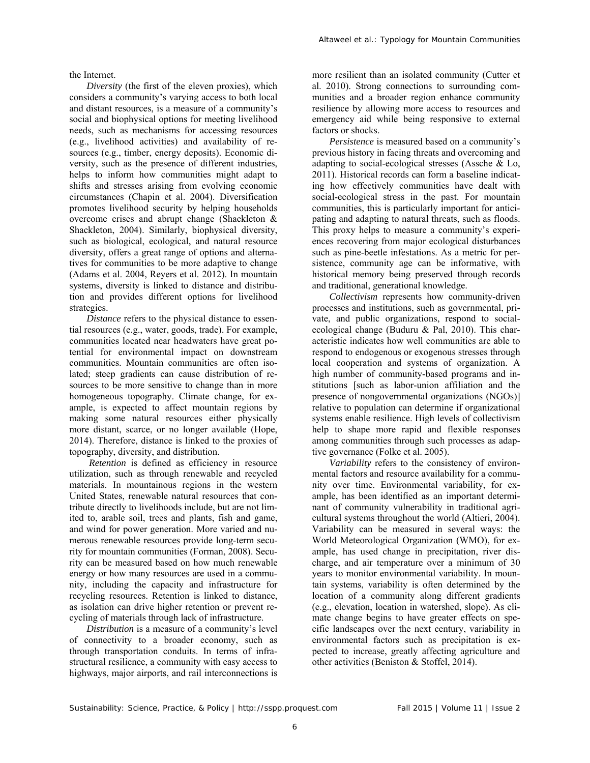the Internet.

*Diversity* (the first of the eleven proxies), which considers a community's varying access to both local and distant resources, is a measure of a community's social and biophysical options for meeting livelihood needs, such as mechanisms for accessing resources (e.g., livelihood activities) and availability of resources (e.g., timber, energy deposits). Economic diversity, such as the presence of different industries, helps to inform how communities might adapt to shifts and stresses arising from evolving economic circumstances (Chapin et al. 2004). Diversification promotes livelihood security by helping households overcome crises and abrupt change (Shackleton & Shackleton, 2004). Similarly, biophysical diversity, such as biological, ecological, and natural resource diversity, offers a great range of options and alternatives for communities to be more adaptive to change (Adams et al. 2004, Reyers et al. 2012). In mountain systems, diversity is linked to distance and distribution and provides different options for livelihood strategies.

*Distance* refers to the physical distance to essential resources (e.g., water, goods, trade). For example, communities located near headwaters have great potential for environmental impact on downstream communities. Mountain communities are often isolated; steep gradients can cause distribution of resources to be more sensitive to change than in more homogeneous topography. Climate change, for example, is expected to affect mountain regions by making some natural resources either physically more distant, scarce, or no longer available (Hope, 2014). Therefore, distance is linked to the proxies of topography, diversity, and distribution.

*Retention* is defined as efficiency in resource utilization, such as through renewable and recycled materials. In mountainous regions in the western United States, renewable natural resources that contribute directly to livelihoods include, but are not limited to, arable soil, trees and plants, fish and game, and wind for power generation. More varied and numerous renewable resources provide long-term security for mountain communities (Forman, 2008). Security can be measured based on how much renewable energy or how many resources are used in a community, including the capacity and infrastructure for recycling resources. Retention is linked to distance, as isolation can drive higher retention or prevent recycling of materials through lack of infrastructure.

*Distribution* is a measure of a community's level of connectivity to a broader economy, such as through transportation conduits. In terms of infrastructural resilience, a community with easy access to highways, major airports, and rail interconnections is more resilient than an isolated community (Cutter et al. 2010). Strong connections to surrounding communities and a broader region enhance community resilience by allowing more access to resources and emergency aid while being responsive to external factors or shocks.

*Persistence* is measured based on a community's previous history in facing threats and overcoming and adapting to social-ecological stresses (Assche & Lo, 2011). Historical records can form a baseline indicating how effectively communities have dealt with social-ecological stress in the past. For mountain communities, this is particularly important for anticipating and adapting to natural threats, such as floods. This proxy helps to measure a community's experiences recovering from major ecological disturbances such as pine-beetle infestations. As a metric for persistence, community age can be informative, with historical memory being preserved through records and traditional, generational knowledge.

*Collectivism* represents how community-driven processes and institutions, such as governmental, private, and public organizations, respond to social-ecological change (Buduru & Pal, 2010). This characteristic indicates how well communities are able to respond to endogenous or exogenous stresses through local cooperation and systems of organization. A high number of community-based programs and institutions [such as labor-union affiliation and the presence of nongovernmental organizations (NGOs)] relative to population can determine if organizational systems enable resilience. High levels of collectivism help to shape more rapid and flexible responses among communities through such processes as adaptive governance (Folke et al. 2005).

*Variability* refers to the consistency of environmental factors and resource availability for a community over time. Environmental variability, for example, has been identified as an important determinant of community vulnerability in traditional agricultural systems throughout the world (Altieri, 2004). Variability can be measured in several ways: the World Meteorological Organization (WMO), for example, has used change in precipitation, river discharge, and air temperature over a minimum of 30 years to monitor environmental variability. In mountain systems, variability is often determined by the location of a community along different gradients (e.g., elevation, location in watershed, slope). As climate change begins to have greater effects on specific landscapes over the next century, variability in environmental factors such as precipitation is expected to increase, greatly affecting agriculture and other activities (Beniston & Stoffel, 2014).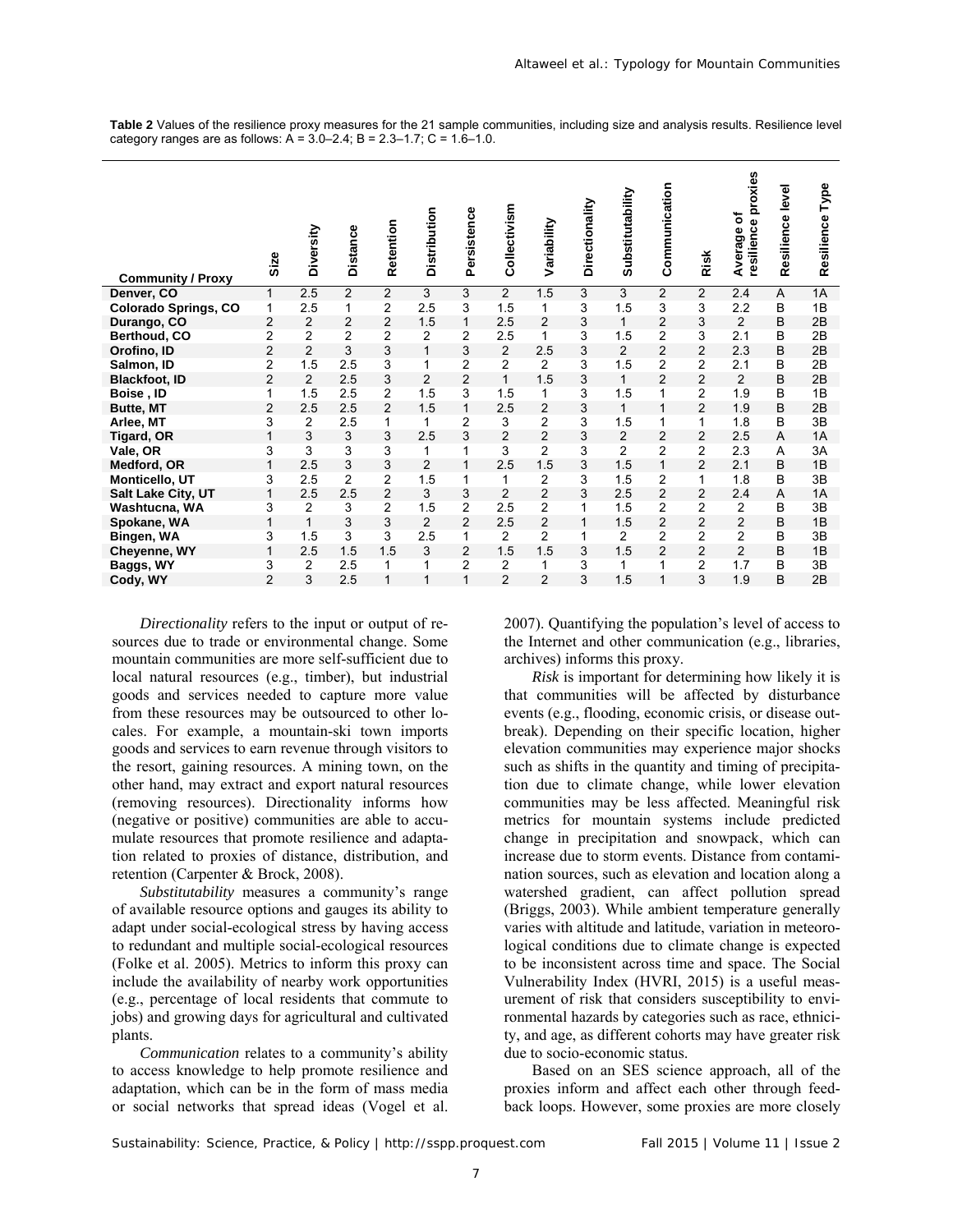**Table 2** Values of the resilience proxy measures for the 21 sample communities, including size and analysis results. Resilience level category ranges are as follows: A = 3.0–2.4; B = 2.3–1.7; C = 1.6–1.0.

| Community / Proxy | Size | Diversity | Distance | Retention | Distribution | Persistence | Collectivism | Variability | Directionality | Substitutability | Communication | Risk | Average of resilience proxies | Resilience level | Resilience Type |
|---|---|---|---|---|---|---|---|---|---|---|---|---|---|---|---|
| **Denver, CO** | 1 | 2.5 | 2 | 2 | 3 | 3 | 2 | 1.5 | 3 | 3 | 2 | 2 | 2.4 | A | 1A |
| **Colorado Springs, CO** | 1 | 2.5 | 1 | 2 | 2.5 | 3 | 1.5 | 1 | 3 | 1.5 | 3 | 3 | 2.2 | B | 1B |
| **Durango, CO** | 2 | 2 | 2 | 2 | 1.5 | 1 | 2.5 | 2 | 3 | 1 | 2 | 3 | 2 | B | 2B |
| **Berthoud, CO** | 2 | 2 | 2 | 2 | 2 | 2 | 2.5 | 1 | 3 | 1.5 | 2 | 3 | 2.1 | B | 2B |
| **Orofino, ID** | 2 | 2 | 3 | 3 | 1 | 3 | 2 | 2.5 | 3 | 2 | 2 | 2 | 2.3 | B | 2B |
| **Salmon, ID** | 2 | 1.5 | 2.5 | 3 | 1 | 2 | 2 | 2 | 3 | 1.5 | 2 | 2 | 2.1 | B | 2B |
| **Blackfoot, ID** | 2 | 2 | 2.5 | 3 | 2 | 2 | 1 | 1.5 | 3 | 1 | 2 | 2 | 2 | B | 2B |
| **Boise , ID** | 1 | 1.5 | 2.5 | 2 | 1.5 | 3 | 1.5 | 1 | 3 | 1.5 | 1 | 2 | 1.9 | B | 1B |
| **Butte, MT** | 2 | 2.5 | 2.5 | 2 | 1.5 | 1 | 2.5 | 2 | 3 | 1 | 1 | 2 | 1.9 | B | 2B |
| **Arlee, MT** | 3 | 2 | 2.5 | 1 | 1 | 2 | 3 | 2 | 3 | 1.5 | 1 | 1 | 1.8 | B | 3B |
| **Tigard, OR** | 1 | 3 | 3 | 3 | 2.5 | 3 | 2 | 2 | 3 | 2 | 2 | 2 | 2.5 | A | 1A |
| **Vale, OR** | 3 | 3 | 3 | 3 | 1 | 1 | 3 | 2 | 3 | 2 | 2 | 2 | 2.3 | A | 3A |
| **Medford, OR** | 1 | 2.5 | 3 | 3 | 2 | 1 | 2.5 | 1.5 | 3 | 1.5 | 1 | 2 | 2.1 | B | 1B |
| **Monticello, UT** | 3 | 2.5 | 2 | 2 | 1.5 | 1 | 1 | 2 | 3 | 1.5 | 2 | 1 | 1.8 | B | 3B |
| **Salt Lake City, UT** | 1 | 2.5 | 2.5 | 2 | 3 | 3 | 2 | 2 | 3 | 2.5 | 2 | 2 | 2.4 | A | 1A |
| **Washtucna, WA** | 3 | 2 | 3 | 2 | 1.5 | 2 | 2.5 | 2 | 1 | 1.5 | 2 | 2 | 2 | B | 3B |
| **Spokane, WA** | 1 | 1 | 3 | 3 | 2 | 2 | 2.5 | 2 | 1 | 1.5 | 2 | 2 | 2 | B | 1B |
| **Bingen, WA** | 3 | 1.5 | 3 | 3 | 2.5 | 1 | 2 | 2 | 1 | 2 | 2 | 2 | 2 | B | 3B |
| **Cheyenne, WY** | 1 | 2.5 | 1.5 | 1.5 | 3 | 2 | 1.5 | 1.5 | 3 | 1.5 | 2 | 2 | 2 | B | 1B |
| **Baggs, WY** | 3 | 2 | 2.5 | 1 | 1 | 2 | 2 | 1 | 3 | 1 | 1 | 2 | 1.7 | B | 3B |
| **Cody, WY** | 2 | 3 | 2.5 | 1 | 1 | 1 | 2 | 2 | 3 | 1.5 | 1 | 3 | 1.9 | B | 2B |

*Directionality* refers to the input or output of resources due to trade or environmental change. Some mountain communities are more self-sufficient due to local natural resources (e.g., timber), but industrial goods and services needed to capture more value from these resources may be outsourced to other locales. For example, a mountain-ski town imports goods and services to earn revenue through visitors to the resort, gaining resources. A mining town, on the other hand, may extract and export natural resources (removing resources). Directionality informs how (negative or positive) communities are able to accumulate resources that promote resilience and adaptation related to proxies of distance, distribution, and retention (Carpenter & Brock, 2008).

*Substitutability* measures a community's range of available resource options and gauges its ability to adapt under social-ecological stress by having access to redundant and multiple social-ecological resources (Folke et al. 2005). Metrics to inform this proxy can include the availability of nearby work opportunities (e.g., percentage of local residents that commute to jobs) and growing days for agricultural and cultivated plants.

*Communication* relates to a community's ability to access knowledge to help promote resilience and adaptation, which can be in the form of mass media or social networks that spread ideas (Vogel et al. 2007). Quantifying the population's level of access to the Internet and other communication (e.g., libraries, archives) informs this proxy.

*Risk* is important for determining how likely it is that communities will be affected by disturbance events (e.g., flooding, economic crisis, or disease outbreak). Depending on their specific location, higher elevation communities may experience major shocks such as shifts in the quantity and timing of precipitation due to climate change, while lower elevation communities may be less affected. Meaningful risk metrics for mountain systems include predicted change in precipitation and snowpack, which can increase due to storm events. Distance from contamination sources, such as elevation and location along a watershed gradient, can affect pollution spread (Briggs, 2003). While ambient temperature generally varies with altitude and latitude, variation in meteorological conditions due to climate change is expected to be inconsistent across time and space. The Social Vulnerability Index (HVRI, 2015) is a useful measurement of risk that considers susceptibility to environmental hazards by categories such as race, ethnicity, and age, as different cohorts may have greater risk due to socio-economic status.

Based on an SES science approach, all of the proxies inform and affect each other through feedback loops. However, some proxies are more closely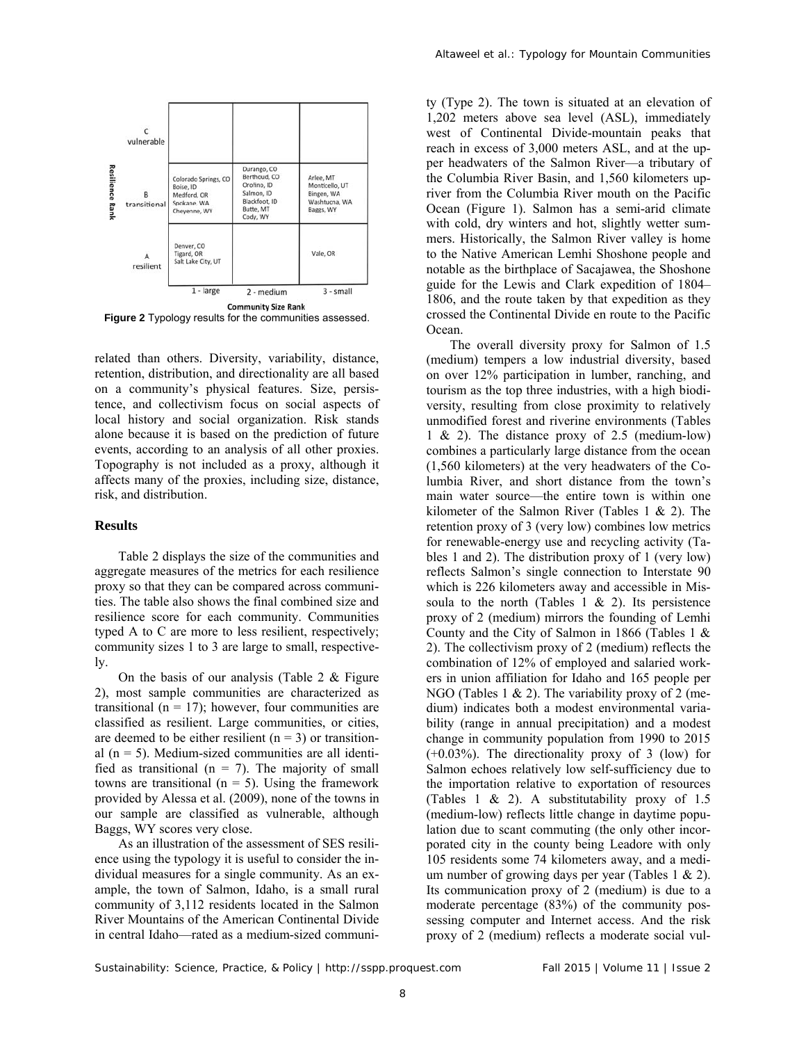| Resilience Rank | 1 - large | 2 - medium | 3 - small |
|---|---|---|---|
| C vulnerable | | | |
| B transitional | Colorado Springs, CO<br>Boise, ID<br>Medford, OR<br>Spokane, WA<br>Cheyenne, WY | Durango, CO<br>Berthoud, CO<br>Orofino, ID<br>Salmon, ID<br>Blackfoot, ID<br>Butte, MT<br>Cody, WY | Arlee, MT<br>Monticello, UT<br>Bingen, WA<br>Washtucna, WA<br>Baggs, WY |
| A resilient | Denver, CO<br>Tigard, OR<br>Salt Lake City, UT | | Vale, OR |

Community Size Rank

**Figure 2** Typology results for the communities assessed.

related than others. Diversity, variability, distance, retention, distribution, and directionality are all based on a community's physical features. Size, persistence, and collectivism focus on social aspects of local history and social organization. Risk stands alone because it is based on the prediction of future events, according to an analysis of all other proxies. Topography is not included as a proxy, although it affects many of the proxies, including size, distance, risk, and distribution.

## Results

Table 2 displays the size of the communities and aggregate measures of the metrics for each resilience proxy so that they can be compared across communities. The table also shows the final combined size and resilience score for each community. Communities typed A to C are more to less resilient, respectively; community sizes 1 to 3 are large to small, respectively.

On the basis of our analysis (Table 2 & Figure 2), most sample communities are characterized as transitional (n = 17); however, four communities are classified as resilient. Large communities, or cities, are deemed to be either resilient (n = 3) or transitional (n = 5). Medium-sized communities are all identified as transitional (n = 7). The majority of small towns are transitional (n = 5). Using the framework provided by Alessa et al. (2009), none of the towns in our sample are classified as vulnerable, although Baggs, WY scores very close.

As an illustration of the assessment of SES resilience using the typology it is useful to consider the individual measures for a single community. As an example, the town of Salmon, Idaho, is a small rural community of 3,112 residents located in the Salmon River Mountains of the American Continental Divide in central Idaho—rated as a medium-sized community (Type 2). The town is situated at an elevation of 1,202 meters above sea level (ASL), immediately west of Continental Divide-mountain peaks that reach in excess of 3,000 meters ASL, and at the upper headwaters of the Salmon River—a tributary of the Columbia River Basin, and 1,560 kilometers upriver from the Columbia River mouth on the Pacific Ocean (Figure 1). Salmon has a semi-arid climate with cold, dry winters and hot, slightly wetter summers. Historically, the Salmon River valley is home to the Native American Lemhi Shoshone people and notable as the birthplace of Sacajawea, the Shoshone guide for the Lewis and Clark expedition of 1804–1806, and the route taken by that expedition as they crossed the Continental Divide en route to the Pacific Ocean.

The overall diversity proxy for Salmon of 1.5 (medium) tempers a low industrial diversity, based on over 12% participation in lumber, ranching, and tourism as the top three industries, with a high biodiversity, resulting from close proximity to relatively unmodified forest and riverine environments (Tables 1 & 2). The distance proxy of 2.5 (medium-low) combines a particularly large distance from the ocean (1,560 kilometers) at the very headwaters of the Columbia River, and short distance from the town's main water source—the entire town is within one kilometer of the Salmon River (Tables 1 & 2). The retention proxy of 3 (very low) combines low metrics for renewable-energy use and recycling activity (Tables 1 and 2). The distribution proxy of 1 (very low) reflects Salmon's single connection to Interstate 90 which is 226 kilometers away and accessible in Missoula to the north (Tables 1 & 2). Its persistence proxy of 2 (medium) mirrors the founding of Lemhi County and the City of Salmon in 1866 (Tables 1 & 2). The collectivism proxy of 2 (medium) reflects the combination of 12% of employed and salaried workers in union affiliation for Idaho and 165 people per NGO (Tables 1 & 2). The variability proxy of 2 (medium) indicates both a modest environmental variability (range in annual precipitation) and a modest change in community population from 1990 to 2015 (+0.03%). The directionality proxy of 3 (low) for Salmon echoes relatively low self-sufficiency due to the importation relative to exportation of resources (Tables 1 & 2). A substitutability proxy of 1.5 (medium-low) reflects little change in daytime population due to scant commuting (the only other incorporated city in the county being Leadore with only 105 residents some 74 kilometers away, and a medium number of growing days per year (Tables 1 & 2). Its communication proxy of 2 (medium) is due to a moderate percentage (83%) of the community possessing computer and Internet access. And the risk proxy of 2 (medium) reflects a moderate social vul-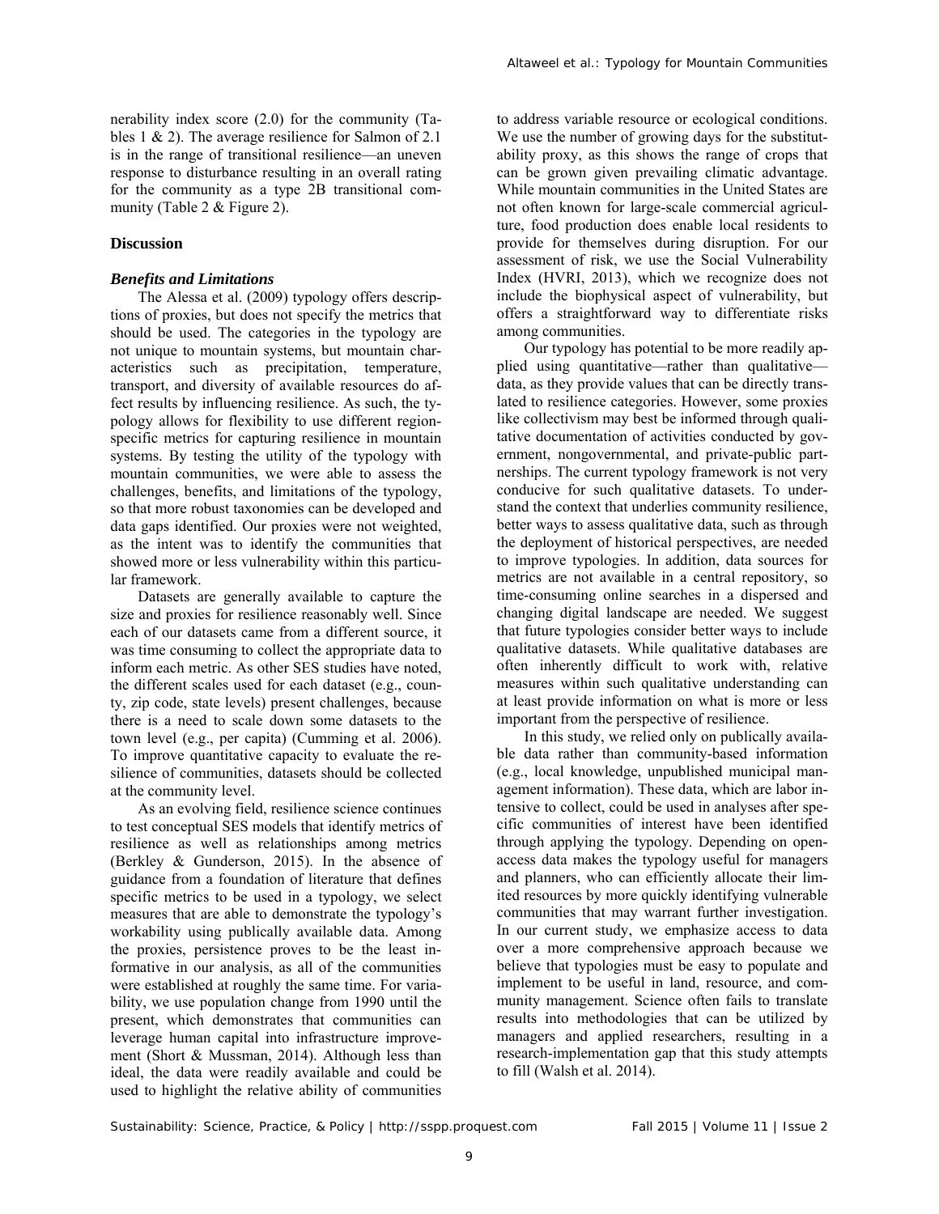nerability index score (2.0) for the community (Tables 1 & 2). The average resilience for Salmon of 2.1 is in the range of transitional resilience—an uneven response to disturbance resulting in an overall rating for the community as a type 2B transitional community (Table 2 & Figure 2).

## Discussion

### *Benefits and Limitations*

The Alessa et al. (2009) typology offers descriptions of proxies, but does not specify the metrics that should be used. The categories in the typology are not unique to mountain systems, but mountain characteristics such as precipitation, temperature, transport, and diversity of available resources do affect results by influencing resilience. As such, the typology allows for flexibility to use different region-specific metrics for capturing resilience in mountain systems. By testing the utility of the typology with mountain communities, we were able to assess the challenges, benefits, and limitations of the typology, so that more robust taxonomies can be developed and data gaps identified. Our proxies were not weighted, as the intent was to identify the communities that showed more or less vulnerability within this particular framework.

Datasets are generally available to capture the size and proxies for resilience reasonably well. Since each of our datasets came from a different source, it was time consuming to collect the appropriate data to inform each metric. As other SES studies have noted, the different scales used for each dataset (e.g., county, zip code, state levels) present challenges, because there is a need to scale down some datasets to the town level (e.g., per capita) (Cumming et al. 2006). To improve quantitative capacity to evaluate the resilience of communities, datasets should be collected at the community level.

As an evolving field, resilience science continues to test conceptual SES models that identify metrics of resilience as well as relationships among metrics (Berkley & Gunderson, 2015). In the absence of guidance from a foundation of literature that defines specific metrics to be used in a typology, we select measures that are able to demonstrate the typology's workability using publically available data. Among the proxies, persistence proves to be the least informative in our analysis, as all of the communities were established at roughly the same time. For variability, we use population change from 1990 until the present, which demonstrates that communities can leverage human capital into infrastructure improvement (Short & Mussman, 2014). Although less than ideal, the data were readily available and could be used to highlight the relative ability of communities to address variable resource or ecological conditions. We use the number of growing days for the substitutability proxy, as this shows the range of crops that can be grown given prevailing climatic advantage. While mountain communities in the United States are not often known for large-scale commercial agriculture, food production does enable local residents to provide for themselves during disruption. For our assessment of risk, we use the Social Vulnerability Index (HVRI, 2013), which we recognize does not include the biophysical aspect of vulnerability, but offers a straightforward way to differentiate risks among communities.

Our typology has potential to be more readily applied using quantitative—rather than qualitative—data, as they provide values that can be directly translated to resilience categories. However, some proxies like collectivism may best be informed through qualitative documentation of activities conducted by government, nongovernmental, and private-public partnerships. The current typology framework is not very conducive for such qualitative datasets. To understand the context that underlies community resilience, better ways to assess qualitative data, such as through the deployment of historical perspectives, are needed to improve typologies. In addition, data sources for metrics are not available in a central repository, so time-consuming online searches in a dispersed and changing digital landscape are needed. We suggest that future typologies consider better ways to include qualitative datasets. While qualitative databases are often inherently difficult to work with, relative measures within such qualitative understanding can at least provide information on what is more or less important from the perspective of resilience.

In this study, we relied only on publically available data rather than community-based information (e.g., local knowledge, unpublished municipal management information). These data, which are labor intensive to collect, could be used in analyses after specific communities of interest have been identified through applying the typology. Depending on open-access data makes the typology useful for managers and planners, who can efficiently allocate their limited resources by more quickly identifying vulnerable communities that may warrant further investigation. In our current study, we emphasize access to data over a more comprehensive approach because we believe that typologies must be easy to populate and implement to be useful in land, resource, and community management. Science often fails to translate results into methodologies that can be utilized by managers and applied researchers, resulting in a research-implementation gap that this study attempts to fill (Walsh et al. 2014).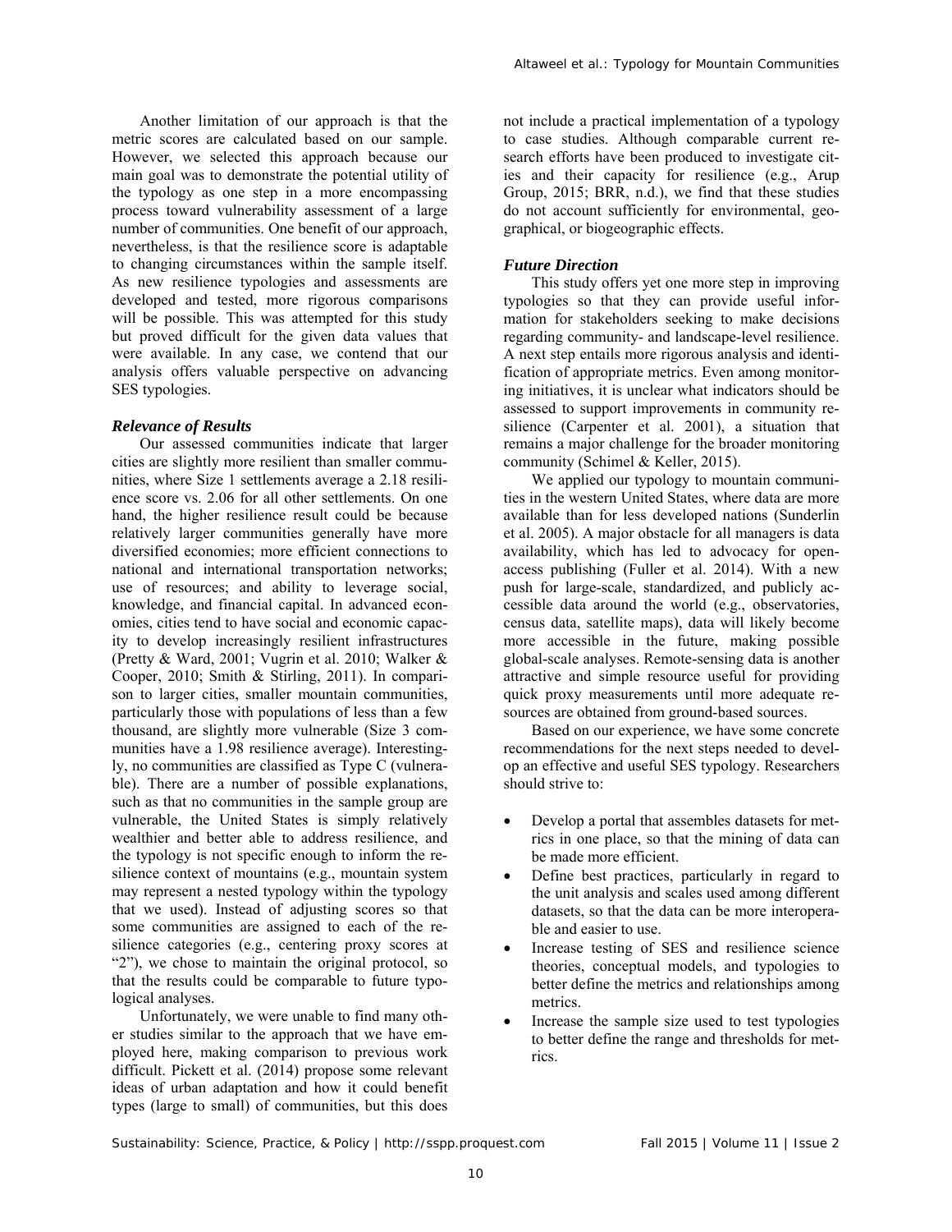Another limitation of our approach is that the metric scores are calculated based on our sample. However, we selected this approach because our main goal was to demonstrate the potential utility of the typology as one step in a more encompassing process toward vulnerability assessment of a large number of communities. One benefit of our approach, nevertheless, is that the resilience score is adaptable to changing circumstances within the sample itself. As new resilience typologies and assessments are developed and tested, more rigorous comparisons will be possible. This was attempted for this study but proved difficult for the given data values that were available. In any case, we contend that our analysis offers valuable perspective on advancing SES typologies.

### *Relevance of Results*

Our assessed communities indicate that larger cities are slightly more resilient than smaller communities, where Size 1 settlements average a 2.18 resilience score vs. 2.06 for all other settlements. On one hand, the higher resilience result could be because relatively larger communities generally have more diversified economies; more efficient connections to national and international transportation networks; use of resources; and ability to leverage social, knowledge, and financial capital. In advanced economies, cities tend to have social and economic capacity to develop increasingly resilient infrastructures (Pretty & Ward, 2001; Vugrin et al. 2010; Walker & Cooper, 2010; Smith & Stirling, 2011). In comparison to larger cities, smaller mountain communities, particularly those with populations of less than a few thousand, are slightly more vulnerable (Size 3 communities have a 1.98 resilience average). Interestingly, no communities are classified as Type C (vulnerable). There are a number of possible explanations, such as that no communities in the sample group are vulnerable, the United States is simply relatively wealthier and better able to address resilience, and the typology is not specific enough to inform the resilience context of mountains (e.g., mountain system may represent a nested typology within the typology that we used). Instead of adjusting scores so that some communities are assigned to each of the resilience categories (e.g., centering proxy scores at "2"), we chose to maintain the original protocol, so that the results could be comparable to future typological analyses.

Unfortunately, we were unable to find many other studies similar to the approach that we have employed here, making comparison to previous work difficult. Pickett et al. (2014) propose some relevant ideas of urban adaptation and how it could benefit types (large to small) of communities, but this does not include a practical implementation of a typology to case studies. Although comparable current research efforts have been produced to investigate cities and their capacity for resilience (e.g., Arup Group, 2015; BRR, n.d.), we find that these studies do not account sufficiently for environmental, geographical, or biogeographic effects.

### *Future Direction*

This study offers yet one more step in improving typologies so that they can provide useful information for stakeholders seeking to make decisions regarding community- and landscape-level resilience. A next step entails more rigorous analysis and identification of appropriate metrics. Even among monitoring initiatives, it is unclear what indicators should be assessed to support improvements in community resilience (Carpenter et al. 2001), a situation that remains a major challenge for the broader monitoring community (Schimel & Keller, 2015).

We applied our typology to mountain communities in the western United States, where data are more available than for less developed nations (Sunderlin et al. 2005). A major obstacle for all managers is data availability, which has led to advocacy for open-access publishing (Fuller et al. 2014). With a new push for large-scale, standardized, and publicly accessible data around the world (e.g., observatories, census data, satellite maps), data will likely become more accessible in the future, making possible global-scale analyses. Remote-sensing data is another attractive and simple resource useful for providing quick proxy measurements until more adequate resources are obtained from ground-based sources.

Based on our experience, we have some concrete recommendations for the next steps needed to develop an effective and useful SES typology. Researchers should strive to:

- Develop a portal that assembles datasets for metrics in one place, so that the mining of data can be made more efficient.
- Define best practices, particularly in regard to the unit analysis and scales used among different datasets, so that the data can be more interoperable and easier to use.
- Increase testing of SES and resilience science theories, conceptual models, and typologies to better define the metrics and relationships among metrics.
- Increase the sample size used to test typologies to better define the range and thresholds for metrics.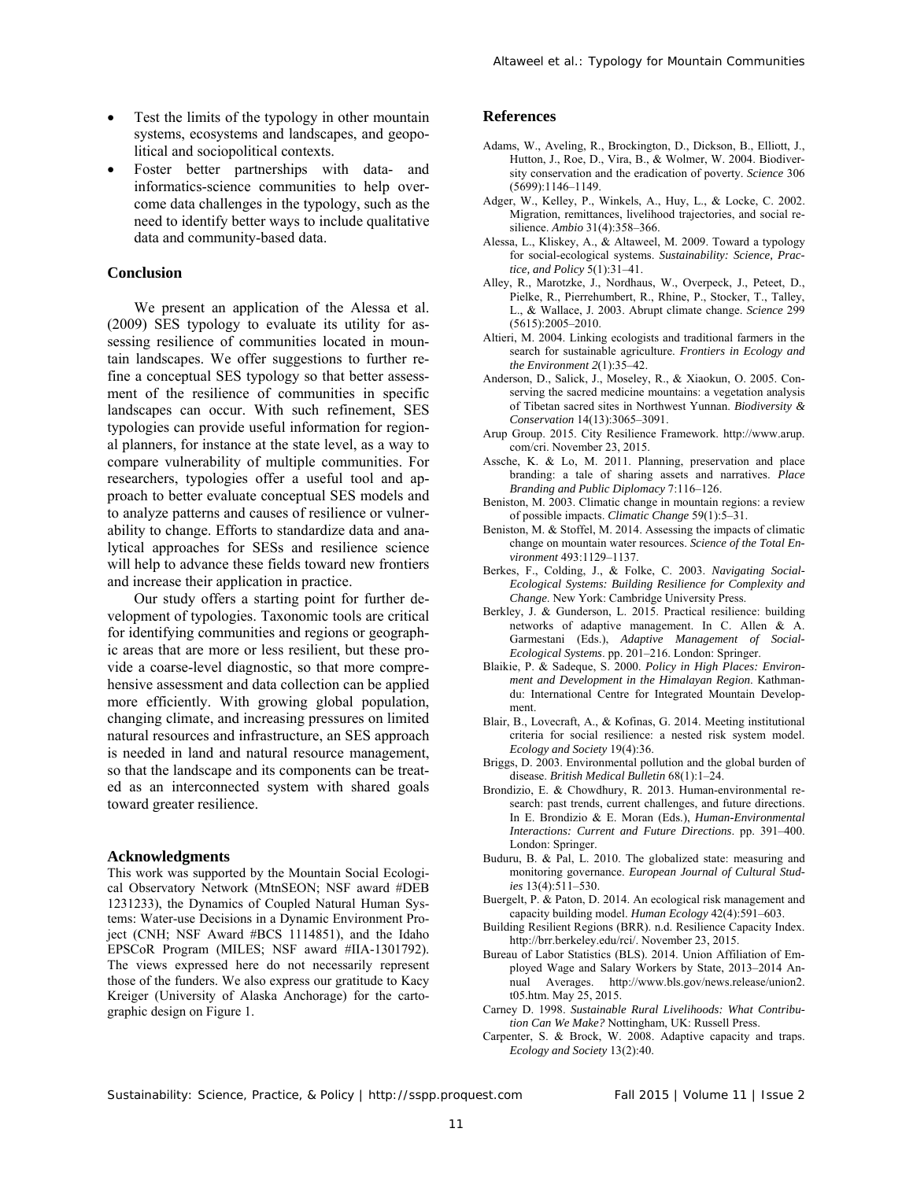- Test the limits of the typology in other mountain systems, ecosystems and landscapes, and geopolitical and sociopolitical contexts.
- Foster better partnerships with data- and informatics-science communities to help overcome data challenges in the typology, such as the need to identify better ways to include qualitative data and community-based data.

## Conclusion

We present an application of the Alessa et al. (2009) SES typology to evaluate its utility for assessing resilience of communities located in mountain landscapes. We offer suggestions to further refine a conceptual SES typology so that better assessment of the resilience of communities in specific landscapes can occur. With such refinement, SES typologies can provide useful information for regional planners, for instance at the state level, as a way to compare vulnerability of multiple communities. For researchers, typologies offer a useful tool and approach to better evaluate conceptual SES models and to analyze patterns and causes of resilience or vulnerability to change. Efforts to standardize data and analytical approaches for SESs and resilience science will help to advance these fields toward new frontiers and increase their application in practice.

Our study offers a starting point for further development of typologies. Taxonomic tools are critical for identifying communities and regions or geographic areas that are more or less resilient, but these provide a coarse-level diagnostic, so that more comprehensive assessment and data collection can be applied more efficiently. With growing global population, changing climate, and increasing pressures on limited natural resources and infrastructure, an SES approach is needed in land and natural resource management, so that the landscape and its components can be treated as an interconnected system with shared goals toward greater resilience.

### Acknowledgments

This work was supported by the Mountain Social Ecological Observatory Network (MtnSEON; NSF award #DEB 1231233), the Dynamics of Coupled Natural Human Systems: Water-use Decisions in a Dynamic Environment Project (CNH; NSF Award #BCS 1114851), and the Idaho EPSCoR Program (MILES; NSF award #IIA-1301792). The views expressed here do not necessarily represent those of the funders. We also express our gratitude to Kacy Kreiger (University of Alaska Anchorage) for the cartographic design on Figure 1.

## References

Adams, W., Aveling, R., Brockington, D., Dickson, B., Elliott, J., Hutton, J., Roe, D., Vira, B., & Wolmer, W. 2004. Biodiversity conservation and the eradication of poverty. *Science* 306 (5699):1146–1149.

Adger, W., Kelley, P., Winkels, A., Huy, L., & Locke, C. 2002. Migration, remittances, livelihood trajectories, and social resilience. *Ambio* 31(4):358–366.

Alessa, L., Kliskey, A., & Altaweel, M. 2009. Toward a typology for social-ecological systems. *Sustainability: Science, Practice, and Policy* 5(1):31–41.

Alley, R., Marotzke, J., Nordhaus, W., Overpeck, J., Peteet, D., Pielke, R., Pierrehumbert, R., Rhine, P., Stocker, T., Talley, L., & Wallace, J. 2003. Abrupt climate change. *Science* 299 (5615):2005–2010.

Altieri, M. 2004. Linking ecologists and traditional farmers in the search for sustainable agriculture. *Frontiers in Ecology and the Environment 2*(1):35–42.

Anderson, D., Salick, J., Moseley, R., & Xiaokun, O. 2005. Conserving the sacred medicine mountains: a vegetation analysis of Tibetan sacred sites in Northwest Yunnan. *Biodiversity & Conservation* 14(13):3065–3091.

Arup Group. 2015. City Resilience Framework. http://www.arup.com/cri. November 23, 2015.

Assche, K. & Lo, M. 2011. Planning, preservation and place branding: a tale of sharing assets and narratives. *Place Branding and Public Diplomacy* 7:116–126.

Beniston, M. 2003. Climatic change in mountain regions: a review of possible impacts. *Climatic Change* 59(1):5–31.

Beniston, M. & Stoffel, M. 2014. Assessing the impacts of climatic change on mountain water resources. *Science of the Total Environment* 493:1129–1137.

Berkes, F., Colding, J., & Folke, C. 2003. *Navigating Social-Ecological Systems: Building Resilience for Complexity and Change*. New York: Cambridge University Press.

Berkley, J. & Gunderson, L. 2015. Practical resilience: building networks of adaptive management. In C. Allen & A. Garmestani (Eds.), *Adaptive Management of Social-Ecological Systems*. pp. 201–216. London: Springer.

Blaikie, P. & Sadeque, S. 2000. *Policy in High Places: Environment and Development in the Himalayan Region*. Kathmandu: International Centre for Integrated Mountain Development.

Blair, B., Lovecraft, A., & Kofinas, G. 2014. Meeting institutional criteria for social resilience: a nested risk system model. *Ecology and Society* 19(4):36.

Briggs, D. 2003. Environmental pollution and the global burden of disease. *British Medical Bulletin* 68(1):1–24.

Brondizio, E. & Chowdhury, R. 2013. Human-environmental research: past trends, current challenges, and future directions. In E. Brondizio & E. Moran (Eds.), *Human-Environmental Interactions: Current and Future Directions*. pp. 391–400. London: Springer.

Buduru, B. & Pal, L. 2010. The globalized state: measuring and monitoring governance. *European Journal of Cultural Studies* 13(4):511–530.

Buergelt, P. & Paton, D. 2014. An ecological risk management and capacity building model. *Human Ecology* 42(4):591–603.

Building Resilient Regions (BRR). n.d. Resilience Capacity Index. http://brr.berkeley.edu/rci/. November 23, 2015.

Bureau of Labor Statistics (BLS). 2014. Union Affiliation of Employed Wage and Salary Workers by State, 2013–2014 Annual Averages. http://www.bls.gov/news.release/union2.t05.htm. May 25, 2015.

Carney D. 1998. *Sustainable Rural Livelihoods: What Contribution Can We Make?* Nottingham, UK: Russell Press.

Carpenter, S. & Brock, W. 2008. Adaptive capacity and traps. *Ecology and Society* 13(2):40.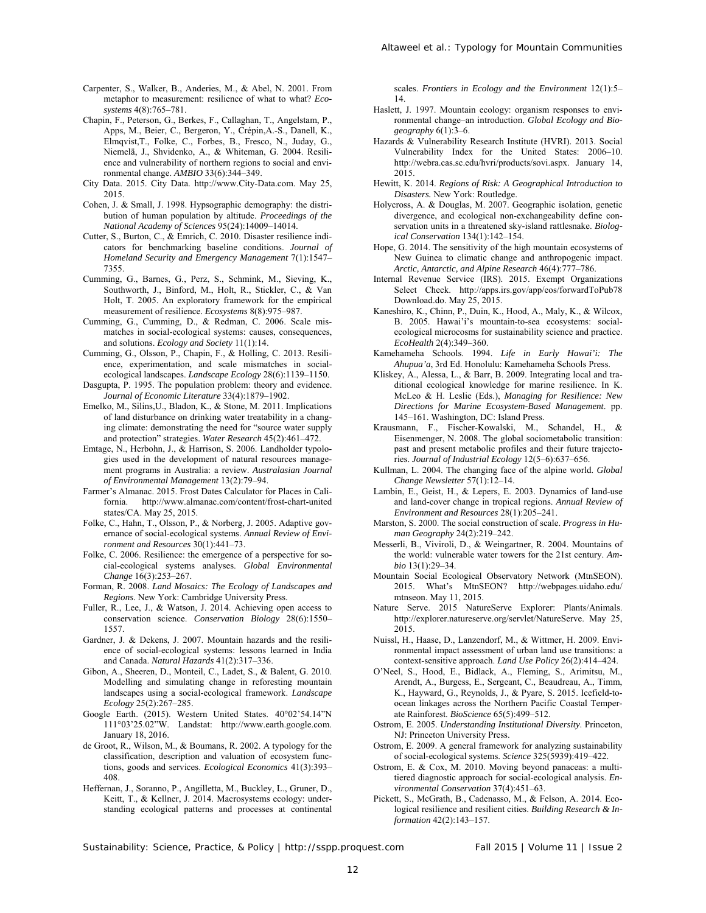Carpenter, S., Walker, B., Anderies, M., & Abel, N. 2001. From metaphor to measurement: resilience of what to what? *Ecosystems* 4(8):765–781.

Chapin, F., Peterson, G., Berkes, F., Callaghan, T., Angelstam, P., Apps, M., Beier, C., Bergeron, Y., Crépin,A.-S., Danell, K., Elmqvist,T., Folke, C., Forbes, B., Fresco, N., Juday, G., Niemelä, J., Shvidenko, A., & Whiteman, G. 2004. Resilience and vulnerability of northern regions to social and environmental change. *AMBIO* 33(6):344–349.

City Data. 2015. City Data. http://www.City-Data.com. May 25, 2015.

Cohen, J. & Small, J. 1998. Hypsographic demography: the distribution of human population by altitude. *Proceedings of the National Academy of Sciences* 95(24):14009–14014.

Cutter, S., Burton, C., & Emrich, C. 2010. Disaster resilience indicators for benchmarking baseline conditions. *Journal of Homeland Security and Emergency Management* 7(1):1547–7355.

Cumming, G., Barnes, G., Perz, S., Schmink, M., Sieving, K., Southworth, J., Binford, M., Holt, R., Stickler, C., & Van Holt, T. 2005. An exploratory framework for the empirical measurement of resilience. *Ecosystems* 8(8):975–987.

Cumming, G., Cumming, D., & Redman, C. 2006. Scale mismatches in social-ecological systems: causes, consequences, and solutions. *Ecology and Society* 11(1):14.

Cumming, G., Olsson, P., Chapin, F., & Holling, C. 2013. Resilience, experimentation, and scale mismatches in social-ecological landscapes. *Landscape Ecology* 28(6):1139–1150.

Dasgupta, P. 1995. The population problem: theory and evidence. *Journal of Economic Literature* 33(4):1879–1902.

Emelko, M., Silins,U., Bladon, K., & Stone, M. 2011. Implications of land disturbance on drinking water treatability in a changing climate: demonstrating the need for "source water supply and protection" strategies. *Water Research* 45(2):461–472.

Emtage, N., Herbohn, J., & Harrison, S. 2006. Landholder typologies used in the development of natural resources management programs in Australia: a review. *Australasian Journal of Environmental Management* 13(2):79–94.

Farmer's Almanac. 2015. Frost Dates Calculator for Places in California. http://www.almanac.com/content/frost-chart-united states/CA. May 25, 2015.

Folke, C., Hahn, T., Olsson, P., & Norberg, J. 2005. Adaptive governance of social-ecological systems. *Annual Review of Environment and Resources* 30(1):441–73.

Folke, C. 2006. Resilience: the emergence of a perspective for social-ecological systems analyses. *Global Environmental Change* 16(3):253–267.

Forman, R. 2008. *Land Mosaics: The Ecology of Landscapes and Regions*. New York: Cambridge University Press.

Fuller, R., Lee, J., & Watson, J. 2014. Achieving open access to conservation science. *Conservation Biology* 28(6):1550–1557.

Gardner, J. & Dekens, J. 2007. Mountain hazards and the resilience of social-ecological systems: lessons learned in India and Canada. *Natural Hazards* 41(2):317–336.

Gibon, A., Sheeren, D., Monteil, C., Ladet, S., & Balent, G. 2010. Modelling and simulating change in reforesting mountain landscapes using a social-ecological framework. *Landscape Ecology* 25(2):267–285.

Google Earth. (2015). Western United States. 40°02'54.14"N 111°03'25.02"W. Landstat: http://www.earth.google.com. January 18, 2016.

de Groot, R., Wilson, M., & Boumans, R. 2002. A typology for the classification, description and valuation of ecosystem functions, goods and services. *Ecological Economics* 41(3):393–408.

Heffernan, J., Soranno, P., Angilletta, M., Buckley, L., Gruner, D., Keitt, T., & Kellner, J. 2014. Macrosystems ecology: understanding ecological patterns and processes at continental scales. *Frontiers in Ecology and the Environment* 12(1):5–14.

Haslett, J. 1997. Mountain ecology: organism responses to environmental change–an introduction. *Global Ecology and Biogeography* 6(1):3–6.

Hazards & Vulnerability Research Institute (HVRI). 2013. Social Vulnerability Index for the United States: 2006–10. http://webra.cas.sc.edu/hvri/products/sovi.aspx. January 14, 2015.

Hewitt, K. 2014. *Regions of Risk: A Geographical Introduction to Disasters.* New York: Routledge.

Holycross, A. & Douglas, M. 2007. Geographic isolation, genetic divergence, and ecological non-exchangeability define conservation units in a threatened sky-island rattlesnake. *Biological Conservation* 134(1):142–154.

Hope, G. 2014. The sensitivity of the high mountain ecosystems of New Guinea to climatic change and anthropogenic impact. *Arctic, Antarctic, and Alpine Research* 46(4):777–786.

Internal Revenue Service (IRS). 2015. Exempt Organizations Select Check. http://apps.irs.gov/app/eos/forwardToPub78 Download.do. May 25, 2015.

Kaneshiro, K., Chinn, P., Duin, K., Hood, A., Maly, K., & Wilcox, B. 2005. Hawai'i's mountain-to-sea ecosystems: social-ecological microcosms for sustainability science and practice. *EcoHealth* 2(4):349–360.

Kamehameha Schools. 1994. *Life in Early Hawai'i: The Ahupua'a*, 3rd Ed. Honolulu: Kamehameha Schools Press.

Kliskey, A., Alessa, L., & Barr, B. 2009. Integrating local and traditional ecological knowledge for marine resilience. In K. McLeo & H. Leslie (Eds.), *Managing for Resilience: New Directions for Marine Ecosystem-Based Management*. pp. 145–161. Washington, DC: Island Press.

Krausmann, F., Fischer-Kowalski, M., Schandel, H., & Eisenmenger, N. 2008. The global sociometabolic transition: past and present metabolic profiles and their future trajectories. *Journal of Industrial Ecology* 12(5–6):637–656.

Kullman, L. 2004. The changing face of the alpine world. *Global Change Newsletter* 57(1):12–14.

Lambin, E., Geist, H., & Lepers, E. 2003. Dynamics of land-use and land-cover change in tropical regions. *Annual Review of Environment and Resources* 28(1):205–241.

Marston, S. 2000. The social construction of scale. *Progress in Human Geography* 24(2):219–242.

Messerli, B., Viviroli, D., & Weingartner, R. 2004. Mountains of the world: vulnerable water towers for the 21st century. *Ambio* 13(1):29–34.

Mountain Social Ecological Observatory Network (MtnSEON). 2015. What's MtnSEON? http://webpages.uidaho.edu/ mtnseon. May 11, 2015.

Nature Serve. 2015 NatureServe Explorer: Plants/Animals. http://explorer.natureserve.org/servlet/NatureServe. May 25, 2015.

Nuissl, H., Haase, D., Lanzendorf, M., & Wittmer, H. 2009. Environmental impact assessment of urban land use transitions: a context-sensitive approach. *Land Use Policy* 26(2):414–424.

O'Neel, S., Hood, E., Bidlack, A., Fleming, S., Arimitsu, M., Arendt, A., Burgess, E., Sergeant, C., Beaudreau, A., Timm, K., Hayward, G., Reynolds, J., & Pyare, S. 2015. Icefield-to-ocean linkages across the Northern Pacific Coastal Temperate Rainforest. *BioScience* 65(5):499–512.

Ostrom, E. 2005. *Understanding Institutional Diversity*. Princeton, NJ: Princeton University Press.

Ostrom, E. 2009. A general framework for analyzing sustainability of social-ecological systems. *Science* 325(5939):419–422.

Ostrom, E. & Cox, M. 2010. Moving beyond panaceas: a multi-tiered diagnostic approach for social-ecological analysis. *Environmental Conservation* 37(4):451–63.

Pickett, S., McGrath, B., Cadenasso, M., & Felson, A. 2014. Ecological resilience and resilient cities. *Building Research & Information* 42(2):143–157.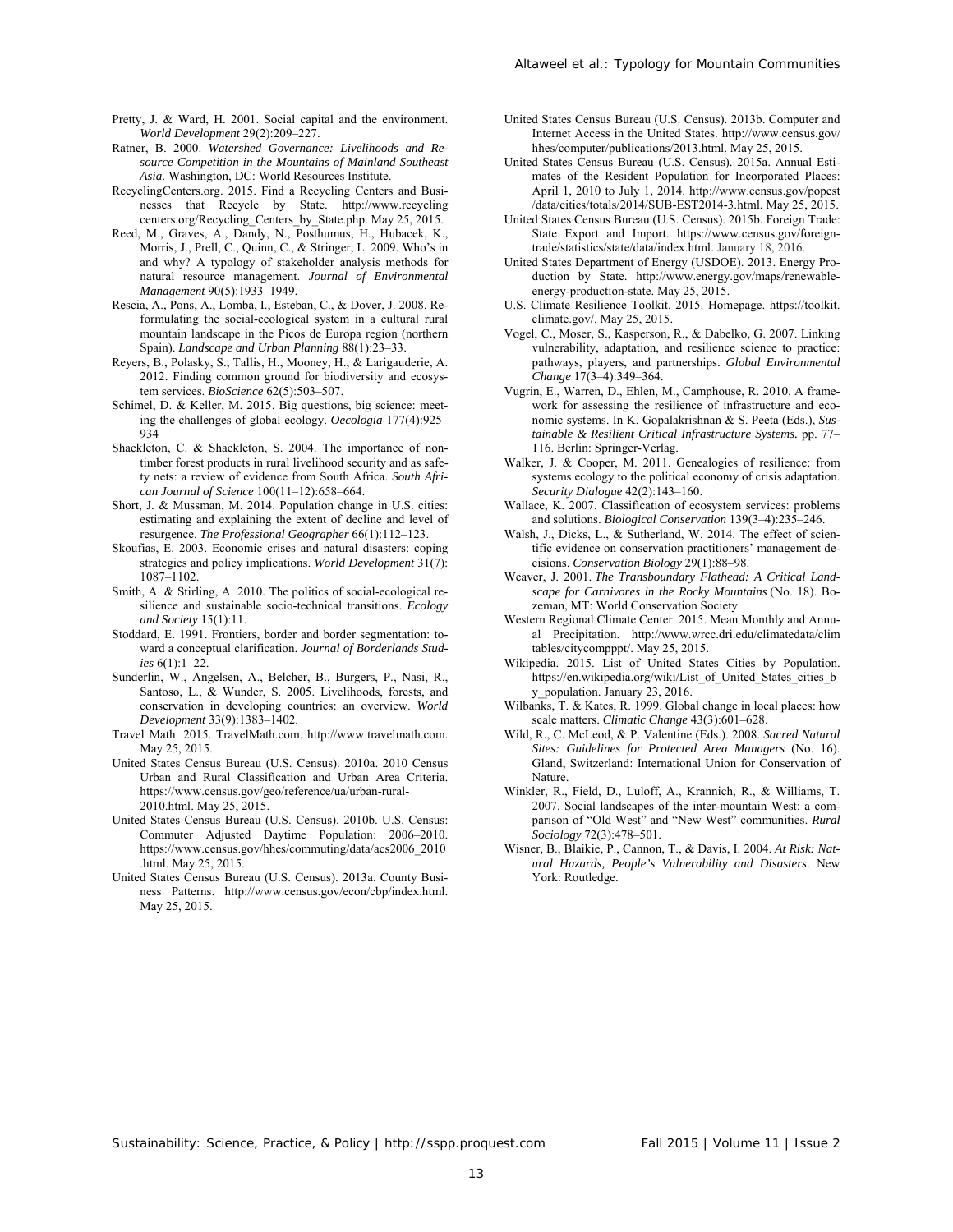Pretty, J. & Ward, H. 2001. Social capital and the environment. *World Development* 29(2):209–227.

Ratner, B. 2000. *Watershed Governance: Livelihoods and Resource Competition in the Mountains of Mainland Southeast Asia*. Washington, DC: World Resources Institute.

RecyclingCenters.org. 2015. Find a Recycling Centers and Businesses that Recycle by State. http://www.recyclingcenters.org/Recycling_Centers_by_State.php. May 25, 2015.

Reed, M., Graves, A., Dandy, N., Posthumus, H., Hubacek, K., Morris, J., Prell, C., Quinn, C., & Stringer, L. 2009. Who's in and why? A typology of stakeholder analysis methods for natural resource management. *Journal of Environmental Management* 90(5):1933–1949.

Rescia, A., Pons, A., Lomba, I., Esteban, C., & Dover, J. 2008. Reformulating the social-ecological system in a cultural rural mountain landscape in the Picos de Europa region (northern Spain). *Landscape and Urban Planning* 88(1):23–33.

Reyers, B., Polasky, S., Tallis, H., Mooney, H., & Larigauderie, A. 2012. Finding common ground for biodiversity and ecosystem services. *BioScience* 62(5):503–507.

Schimel, D. & Keller, M. 2015. Big questions, big science: meeting the challenges of global ecology. *Oecologia* 177(4):925–934

Shackleton, C. & Shackleton, S. 2004. The importance of non-timber forest products in rural livelihood security and as safety nets: a review of evidence from South Africa. *South African Journal of Science* 100(11–12):658–664.

Short, J. & Mussman, M. 2014. Population change in U.S. cities: estimating and explaining the extent of decline and level of resurgence. *The Professional Geographer* 66(1):112–123.

Skoufias, E. 2003. Economic crises and natural disasters: coping strategies and policy implications. *World Development* 31(7): 1087–1102.

Smith, A. & Stirling, A. 2010. The politics of social-ecological resilience and sustainable socio-technical transitions. *Ecology and Society* 15(1):11.

Stoddard, E. 1991. Frontiers, border and border segmentation: toward a conceptual clarification. *Journal of Borderlands Studies* 6(1):1–22.

Sunderlin, W., Angelsen, A., Belcher, B., Burgers, P., Nasi, R., Santoso, L., & Wunder, S. 2005. Livelihoods, forests, and conservation in developing countries: an overview. *World Development* 33(9):1383–1402.

Travel Math. 2015. TravelMath.com. http://www.travelmath.com. May 25, 2015.

United States Census Bureau (U.S. Census). 2010a. 2010 Census Urban and Rural Classification and Urban Area Criteria. https://www.census.gov/geo/reference/ua/urban-rural-2010.html. May 25, 2015.

United States Census Bureau (U.S. Census). 2010b. U.S. Census: Commuter Adjusted Daytime Population: 2006–2010. https://www.census.gov/hhes/commuting/data/acs2006_2010.html. May 25, 2015.

United States Census Bureau (U.S. Census). 2013a. County Business Patterns. http://www.census.gov/econ/cbp/index.html. May 25, 2015.

United States Census Bureau (U.S. Census). 2013b. Computer and Internet Access in the United States. http://www.census.gov/hhes/computer/publications/2013.html. May 25, 2015.

United States Census Bureau (U.S. Census). 2015a. Annual Estimates of the Resident Population for Incorporated Places: April 1, 2010 to July 1, 2014. http://www.census.gov/popest/data/cities/totals/2014/SUB-EST2014-3.html. May 25, 2015.

United States Census Bureau (U.S. Census). 2015b. Foreign Trade: State Export and Import. https://www.census.gov/foreign-trade/statistics/state/data/index.html. January 18, 2016.

United States Department of Energy (USDOE). 2013. Energy Production by State. http://www.energy.gov/maps/renewable-energy-production-state. May 25, 2015.

U.S. Climate Resilience Toolkit. 2015. Homepage. https://toolkit.climate.gov/. May 25, 2015.

Vogel, C., Moser, S., Kasperson, R., & Dabelko, G. 2007. Linking vulnerability, adaptation, and resilience science to practice: pathways, players, and partnerships. *Global Environmental Change* 17(3–4):349–364.

Vugrin, E., Warren, D., Ehlen, M., Camphouse, R. 2010. A framework for assessing the resilience of infrastructure and economic systems. In K. Gopalakrishnan & S. Peeta (Eds.), *Sustainable & Resilient Critical Infrastructure Systems.* pp. 77–116. Berlin: Springer-Verlag.

Walker, J. & Cooper, M. 2011. Genealogies of resilience: from systems ecology to the political economy of crisis adaptation. *Security Dialogue* 42(2):143–160.

Wallace, K. 2007. Classification of ecosystem services: problems and solutions. *Biological Conservation* 139(3–4):235–246.

Walsh, J., Dicks, L., & Sutherland, W. 2014. The effect of scientific evidence on conservation practitioners' management decisions. *Conservation Biology* 29(1):88–98.

Weaver, J. 2001. *The Transboundary Flathead: A Critical Landscape for Carnivores in the Rocky Mountains* (No. 18). Bozeman, MT: World Conservation Society.

Western Regional Climate Center. 2015. Mean Monthly and Annual Precipitation. http://www.wrcc.dri.edu/climatedata/climtables/citycompppt/. May 25, 2015.

Wikipedia. 2015. List of United States Cities by Population. https://en.wikipedia.org/wiki/List_of_United_States_cities_by_population. January 23, 2016.

Wilbanks, T. & Kates, R. 1999. Global change in local places: how scale matters. *Climatic Change* 43(3):601–628.

Wild, R., C. McLeod, & P. Valentine (Eds.). 2008. *Sacred Natural Sites: Guidelines for Protected Area Managers* (No. 16). Gland, Switzerland: International Union for Conservation of Nature.

Winkler, R., Field, D., Luloff, A., Krannich, R., & Williams, T. 2007. Social landscapes of the inter-mountain West: a comparison of "Old West" and "New West" communities. *Rural Sociology* 72(3):478–501.

Wisner, B., Blaikie, P., Cannon, T., & Davis, I. 2004. *At Risk: Natural Hazards, People's Vulnerability and Disasters*. New York: Routledge.